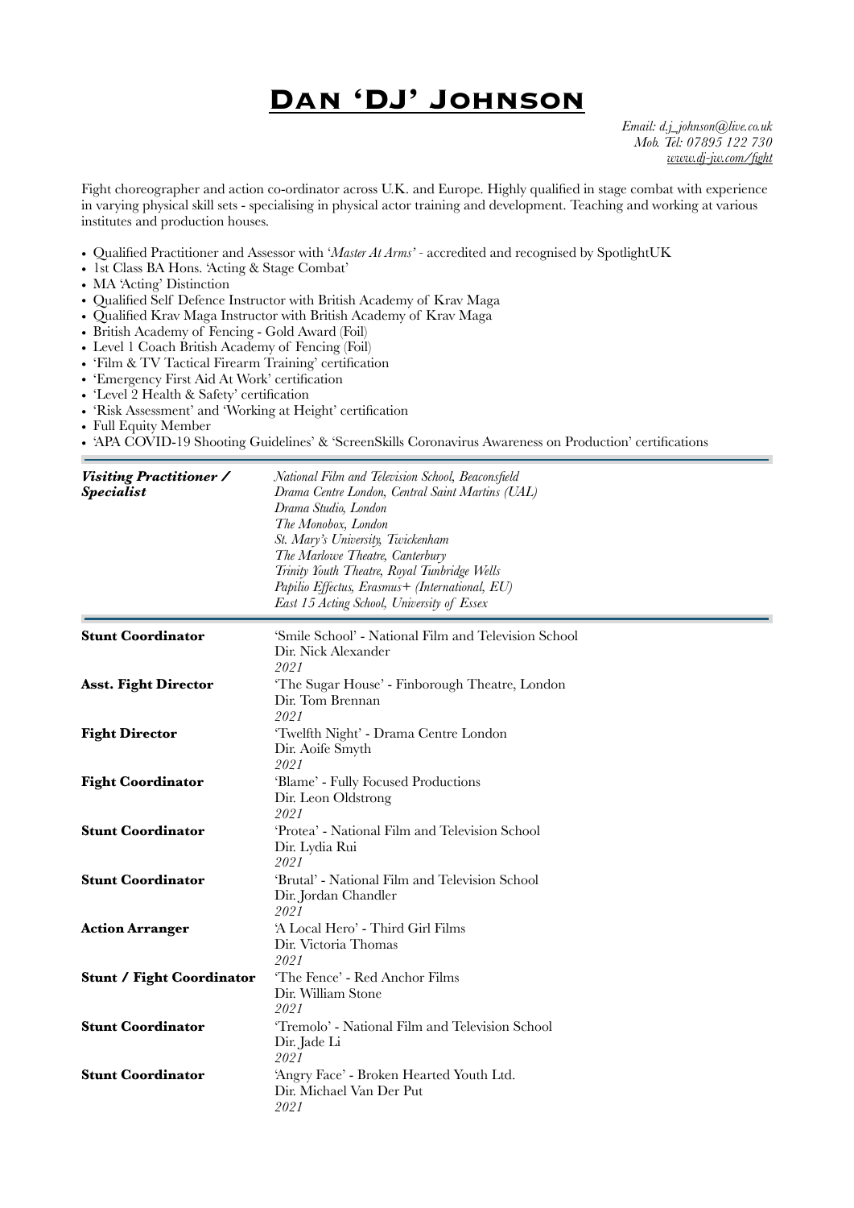# Dan 'DJ' Johnson

*Email: d.j_johnson@live.co.uk*
*Mob. Tel: 07895 122 730*
*www.dj-jw.com/fight*

Fight choreographer and action co-ordinator across U.K. and Europe. Highly qualified in stage combat with experience in varying physical skill sets - specialising in physical actor training and development. Teaching and working at various institutes and production houses.

- Qualified Practitioner and Assessor with '*Master At Arms*' - accredited and recognised by SpotlightUK
- 1st Class BA Hons. 'Acting & Stage Combat'
- MA 'Acting' Distinction
- Qualified Self Defence Instructor with British Academy of Krav Maga
- Qualified Krav Maga Instructor with British Academy of Krav Maga
- British Academy of Fencing - Gold Award (Foil)
- Level 1 Coach British Academy of Fencing (Foil)
- 'Film & TV Tactical Firearm Training' certification
- 'Emergency First Aid At Work' certification
- 'Level 2 Health & Safety' certification
- 'Risk Assessment' and 'Working at Height' certification
- Full Equity Member
- 'APA COVID-19 Shooting Guidelines' & 'ScreenSkills Coronavirus Awareness on Production' certifications

---

***Visiting Practitioner / Specialist***

*National Film and Television School, Beaconsfield*
*Drama Centre London, Central Saint Martins (UAL)*
*Drama Studio, London*
*The Monobox, London*
*St. Mary's University, Twickenham*
*The Marlowe Theatre, Canterbury*
*Trinity Youth Theatre, Royal Tunbridge Wells*
*Papilio Effectus, Erasmus+ (International, EU)*
*East 15 Acting School, University of Essex*

---

**Stunt Coordinator**
'Smile School' - National Film and Television School
Dir. Nick Alexander
*2021*

**Asst. Fight Director**
'The Sugar House' - Finborough Theatre, London
Dir. Tom Brennan
*2021*

**Fight Director**
'Twelfth Night' - Drama Centre London
Dir. Aoife Smyth
*2021*

**Fight Coordinator**
'Blame' - Fully Focused Productions
Dir. Leon Oldstrong
*2021*

**Stunt Coordinator**
'Protea' - National Film and Television School
Dir. Lydia Rui
*2021*

**Stunt Coordinator**
'Brutal' - National Film and Television School
Dir. Jordan Chandler
*2021*

**Action Arranger**
'A Local Hero' - Third Girl Films
Dir. Victoria Thomas
*2021*

**Stunt / Fight Coordinator**
'The Fence' - Red Anchor Films
Dir. William Stone
*2021*

**Stunt Coordinator**
'Tremolo' - National Film and Television School
Dir. Jade Li
*2021*

**Stunt Coordinator**
'Angry Face' - Broken Hearted Youth Ltd.
Dir. Michael Van Der Put
*2021*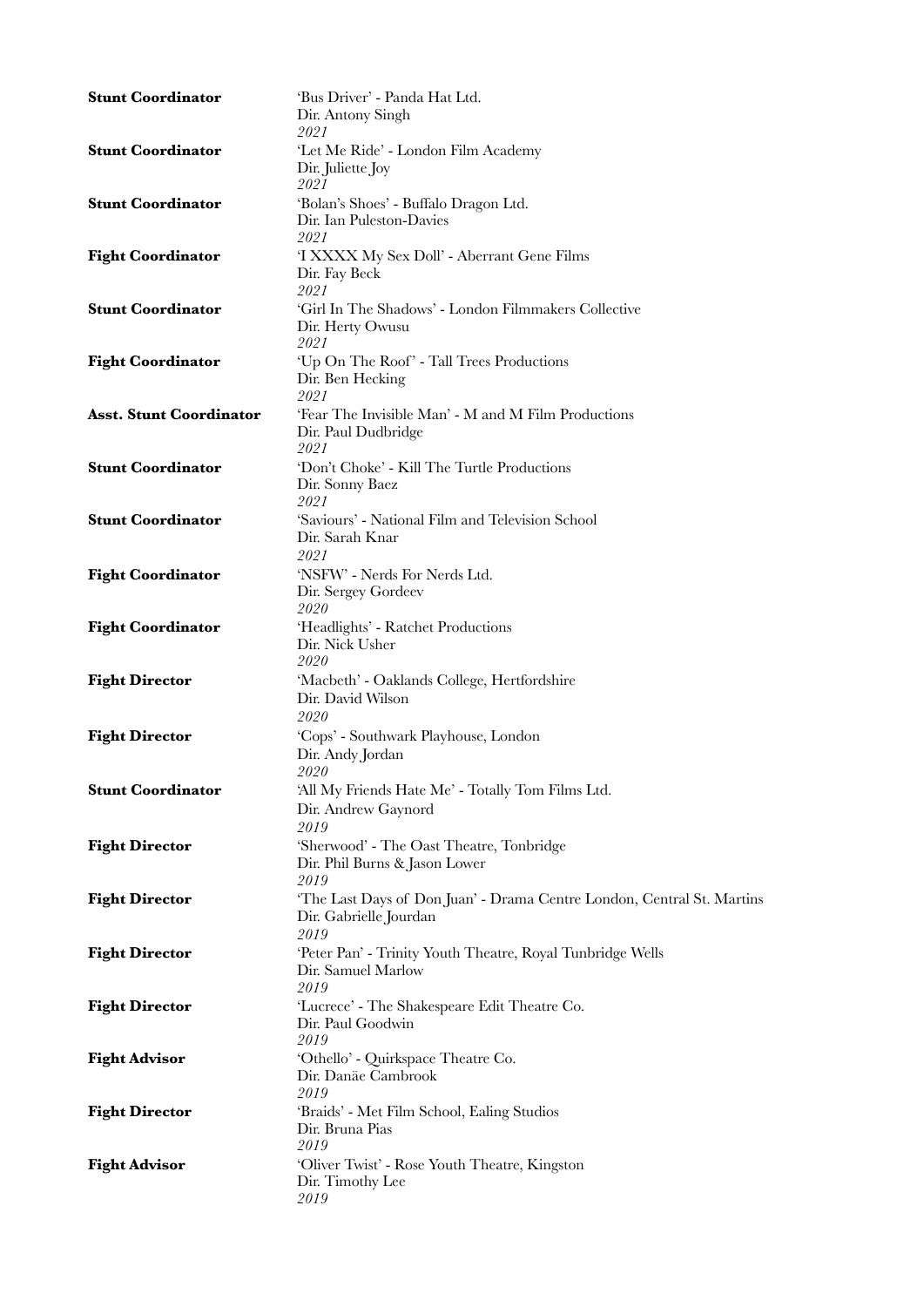**Stunt Coordinator** — 'Bus Driver' - Panda Hat Ltd.
Dir. Antony Singh
*2021*

**Stunt Coordinator** — 'Let Me Ride' - London Film Academy
Dir. Juliette Joy
*2021*

**Stunt Coordinator** — 'Bolan's Shoes' - Buffalo Dragon Ltd.
Dir. Ian Puleston-Davies
*2021*

**Fight Coordinator** — 'I XXXX My Sex Doll' - Aberrant Gene Films
Dir. Fay Beck
*2021*

**Stunt Coordinator** — 'Girl In The Shadows' - London Filmmakers Collective
Dir. Herty Owusu
*2021*

**Fight Coordinator** — 'Up On The Roof' - Tall Trees Productions
Dir. Ben Hecking
*2021*

**Asst. Stunt Coordinator** — 'Fear The Invisible Man' - M and M Film Productions
Dir. Paul Dudbridge
*2021*

**Stunt Coordinator** — 'Don't Choke' - Kill The Turtle Productions
Dir. Sonny Baez
*2021*

**Stunt Coordinator** — 'Saviours' - National Film and Television School
Dir. Sarah Knar
*2021*

**Fight Coordinator** — 'NSFW' - Nerds For Nerds Ltd.
Dir. Sergey Gordeev
*2020*

**Fight Coordinator** — 'Headlights' - Ratchet Productions
Dir. Nick Usher
*2020*

**Fight Director** — 'Macbeth' - Oaklands College, Hertfordshire
Dir. David Wilson
*2020*

**Fight Director** — 'Cops' - Southwark Playhouse, London
Dir. Andy Jordan
*2020*

**Stunt Coordinator** — 'All My Friends Hate Me' - Totally Tom Films Ltd.
Dir. Andrew Gaynord
*2019*

**Fight Director** — 'Sherwood' - The Oast Theatre, Tonbridge
Dir. Phil Burns & Jason Lower
*2019*

**Fight Director** — 'The Last Days of Don Juan' - Drama Centre London, Central St. Martins
Dir. Gabrielle Jourdan
*2019*

**Fight Director** — 'Peter Pan' - Trinity Youth Theatre, Royal Tunbridge Wells
Dir. Samuel Marlow
*2019*

**Fight Director** — 'Lucrece' - The Shakespeare Edit Theatre Co.
Dir. Paul Goodwin
*2019*

**Fight Advisor** — 'Othello' - Quirkspace Theatre Co.
Dir. Danäe Cambrook
*2019*

**Fight Director** — 'Braids' - Met Film School, Ealing Studios
Dir. Bruna Pias
*2019*

**Fight Advisor** — 'Oliver Twist' - Rose Youth Theatre, Kingston
Dir. Timothy Lee
*2019*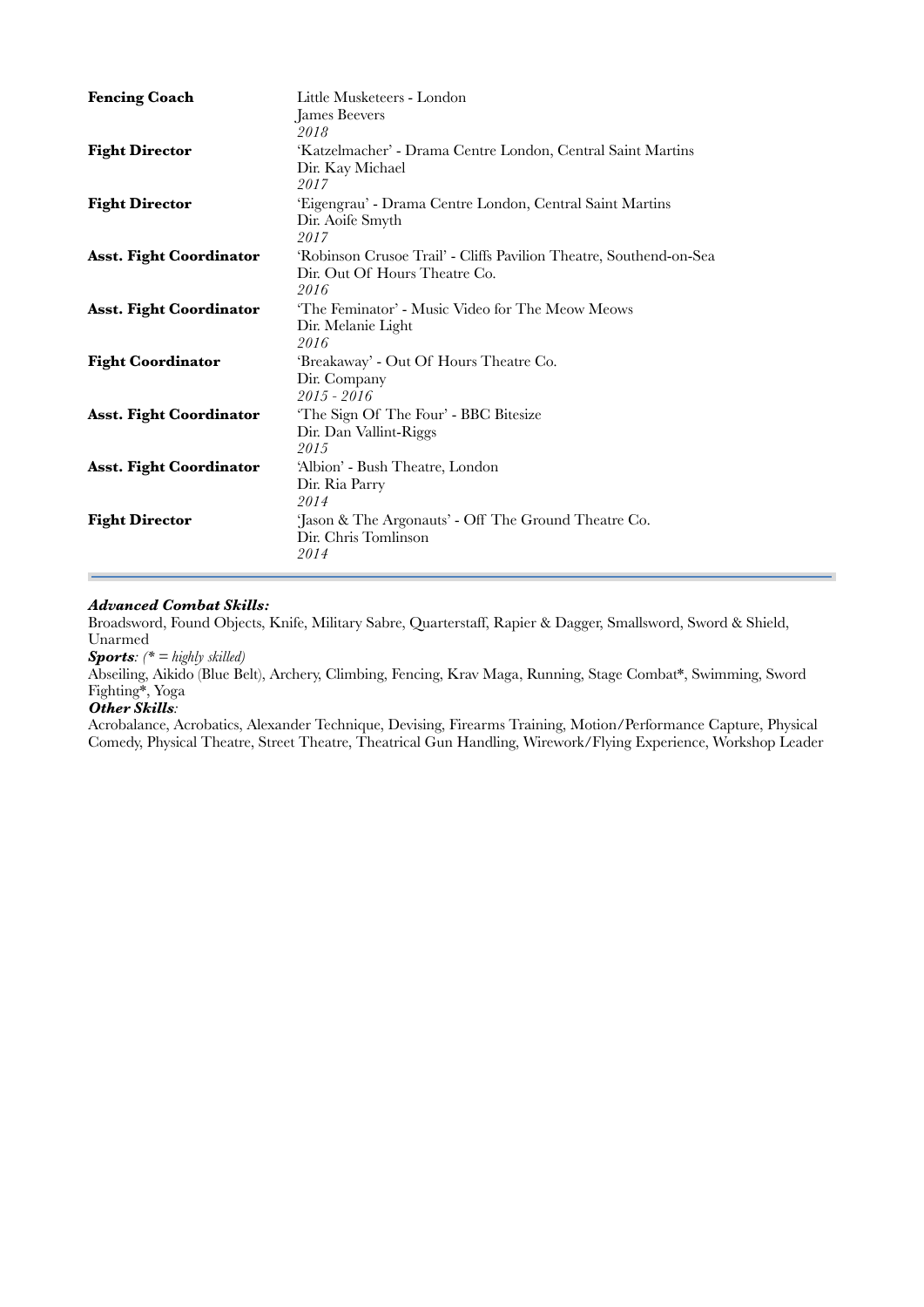| | |
|---|---|
| **Fencing Coach** | Little Musketeers - London<br>James Beevers<br>*2018* |
| **Fight Director** | 'Katzelmacher' - Drama Centre London, Central Saint Martins<br>Dir. Kay Michael<br>*2017* |
| **Fight Director** | 'Eigengrau' - Drama Centre London, Central Saint Martins<br>Dir. Aoife Smyth<br>*2017* |
| **Asst. Fight Coordinator** | 'Robinson Crusoe Trail' - Cliffs Pavilion Theatre, Southend-on-Sea<br>Dir. Out Of Hours Theatre Co.<br>*2016* |
| **Asst. Fight Coordinator** | 'The Feminator' - Music Video for The Meow Meows<br>Dir. Melanie Light<br>*2016* |
| **Fight Coordinator** | 'Breakaway' - Out Of Hours Theatre Co.<br>Dir. Company<br>*2015 - 2016* |
| **Asst. Fight Coordinator** | 'The Sign Of The Four' - BBC Bitesize<br>Dir. Dan Vallint-Riggs<br>*2015* |
| **Asst. Fight Coordinator** | 'Albion' - Bush Theatre, London<br>Dir. Ria Parry<br>*2014* |
| **Fight Director** | 'Jason & The Argonauts' - Off The Ground Theatre Co.<br>Dir. Chris Tomlinson<br>*2014* |

***Advanced Combat Skills:***
Broadsword, Found Objects, Knife, Military Sabre, Quarterstaff, Rapier & Dagger, Smallsword, Sword & Shield, Unarmed

***Sports**: (* = highly skilled)*
Abseiling, Aikido (Blue Belt), Archery, Climbing, Fencing, Krav Maga, Running, Stage Combat*, Swimming, Sword Fighting*, Yoga

***Other Skills**:*
Acrobalance, Acrobatics, Alexander Technique, Devising, Firearms Training, Motion/Performance Capture, Physical Comedy, Physical Theatre, Street Theatre, Theatrical Gun Handling, Wirework/Flying Experience, Workshop Leader